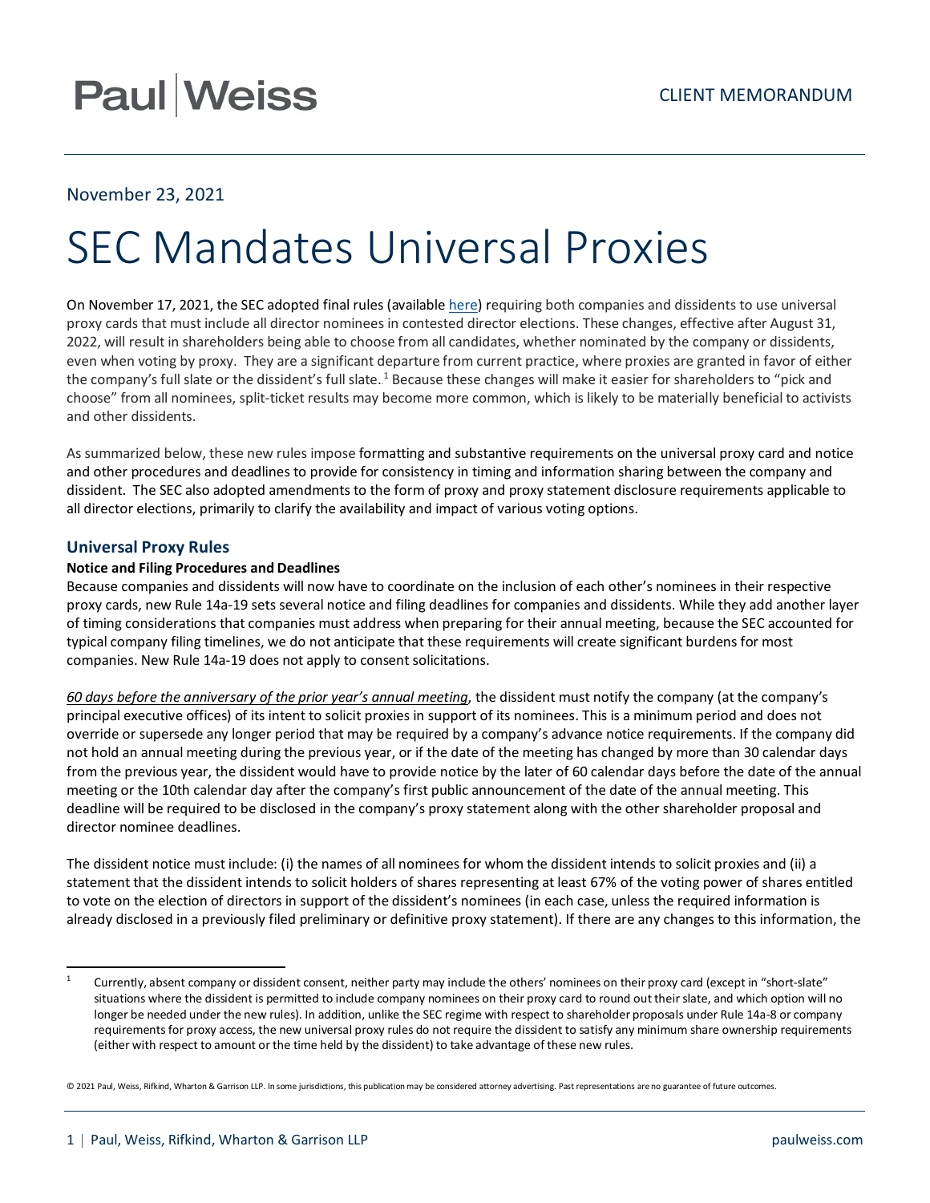# SEC Mandates Universal Proxies

November 23, 2021

On November 17, 2021, the SEC adopted final rules (available here) requiring both companies and dissidents to use universal proxy cards that must include all director nominees in contested director elections. These changes, effective after August 31, 2022, will result in shareholders being able to choose from all candidates, whether nominated by the company or dissidents, even when voting by proxy. They are a significant departure from current practice, where proxies are granted in favor of either the company's full slate or the dissident's full slate.[1] Because these changes will make it easier for shareholders to "pick and choose" from all nominees, split-ticket results may become more common, which is likely to be materially beneficial to activists and other dissidents.

As summarized below, these new rules impose formatting and substantive requirements on the universal proxy card and notice and other procedures and deadlines to provide for consistency in timing and information sharing between the company and dissident. The SEC also adopted amendments to the form of proxy and proxy statement disclosure requirements applicable to all director elections, primarily to clarify the availability and impact of various voting options.

## Universal Proxy Rules

### Notice and Filing Procedures and Deadlines

Because companies and dissidents will now have to coordinate on the inclusion of each other's nominees in their respective proxy cards, new Rule 14a-19 sets several notice and filing deadlines for companies and dissidents. While they add another layer of timing considerations that companies must address when preparing for their annual meeting, because the SEC accounted for typical company filing timelines, we do not anticipate that these requirements will create significant burdens for most companies. New Rule 14a-19 does not apply to consent solicitations.

*60 days before the anniversary of the prior year's annual meeting*, the dissident must notify the company (at the company's principal executive offices) of its intent to solicit proxies in support of its nominees. This is a minimum period and does not override or supersede any longer period that may be required by a company's advance notice requirements. If the company did not hold an annual meeting during the previous year, or if the date of the meeting has changed by more than 30 calendar days from the previous year, the dissident would have to provide notice by the later of 60 calendar days before the date of the annual meeting or the 10th calendar day after the company's first public announcement of the date of the annual meeting. This deadline will be required to be disclosed in the company's proxy statement along with the other shareholder proposal and director nominee deadlines.

The dissident notice must include: (i) the names of all nominees for whom the dissident intends to solicit proxies and (ii) a statement that the dissident intends to solicit holders of shares representing at least 67% of the voting power of shares entitled to vote on the election of directors in support of the dissident's nominees (in each case, unless the required information is already disclosed in a previously filed preliminary or definitive proxy statement). If there are any changes to this information, the

---

[1] Currently, absent company or dissident consent, neither party may include the others' nominees on their proxy card (except in "short-slate" situations where the dissident is permitted to include company nominees on their proxy card to round out their slate, and which option will no longer be needed under the new rules). In addition, unlike the SEC regime with respect to shareholder proposals under Rule 14a-8 or company requirements for proxy access, the new universal proxy rules do not require the dissident to satisfy any minimum share ownership requirements (either with respect to amount or the time held by the dissident) to take advantage of these new rules.

© 2021 Paul, Weiss, Rifkind, Wharton & Garrison LLP. In some jurisdictions, this publication may be considered attorney advertising. Past representations are no guarantee of future outcomes.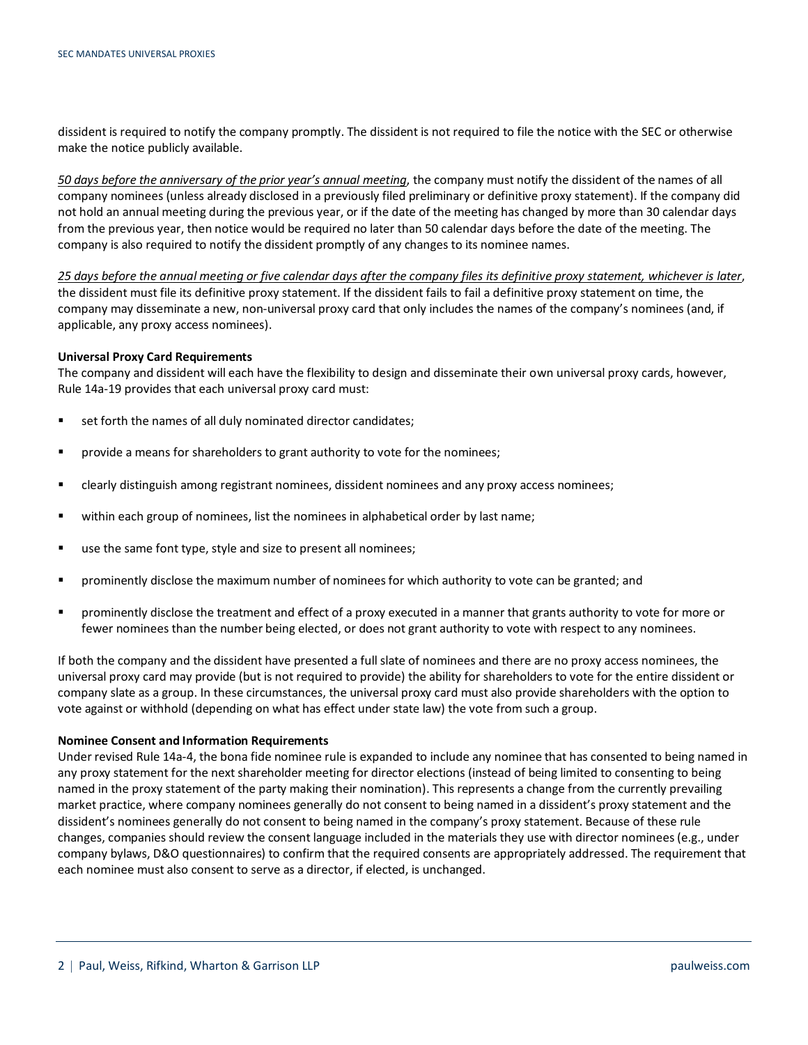dissident is required to notify the company promptly. The dissident is not required to file the notice with the SEC or otherwise make the notice publicly available.

_50 days before the anniversary of the prior year's annual meeting_, the company must notify the dissident of the names of all company nominees (unless already disclosed in a previously filed preliminary or definitive proxy statement). If the company did not hold an annual meeting during the previous year, or if the date of the meeting has changed by more than 30 calendar days from the previous year, then notice would be required no later than 50 calendar days before the date of the meeting. The company is also required to notify the dissident promptly of any changes to its nominee names.

_25 days before the annual meeting or five calendar days after the company files its definitive proxy statement, whichever is later_, the dissident must file its definitive proxy statement. If the dissident fails to fail a definitive proxy statement on time, the company may disseminate a new, non-universal proxy card that only includes the names of the company's nominees (and, if applicable, any proxy access nominees).

**Universal Proxy Card Requirements**

The company and dissident will each have the flexibility to design and disseminate their own universal proxy cards, however, Rule 14a-19 provides that each universal proxy card must:

- set forth the names of all duly nominated director candidates;
- provide a means for shareholders to grant authority to vote for the nominees;
- clearly distinguish among registrant nominees, dissident nominees and any proxy access nominees;
- within each group of nominees, list the nominees in alphabetical order by last name;
- use the same font type, style and size to present all nominees;
- prominently disclose the maximum number of nominees for which authority to vote can be granted; and
- prominently disclose the treatment and effect of a proxy executed in a manner that grants authority to vote for more or fewer nominees than the number being elected, or does not grant authority to vote with respect to any nominees.

If both the company and the dissident have presented a full slate of nominees and there are no proxy access nominees, the universal proxy card may provide (but is not required to provide) the ability for shareholders to vote for the entire dissident or company slate as a group. In these circumstances, the universal proxy card must also provide shareholders with the option to vote against or withhold (depending on what has effect under state law) the vote from such a group.

**Nominee Consent and Information Requirements**

Under revised Rule 14a-4, the bona fide nominee rule is expanded to include any nominee that has consented to being named in any proxy statement for the next shareholder meeting for director elections (instead of being limited to consenting to being named in the proxy statement of the party making their nomination). This represents a change from the currently prevailing market practice, where company nominees generally do not consent to being named in a dissident's proxy statement and the dissident's nominees generally do not consent to being named in the company's proxy statement. Because of these rule changes, companies should review the consent language included in the materials they use with director nominees (e.g., under company bylaws, D&O questionnaires) to confirm that the required consents are appropriately addressed. The requirement that each nominee must also consent to serve as a director, if elected, is unchanged.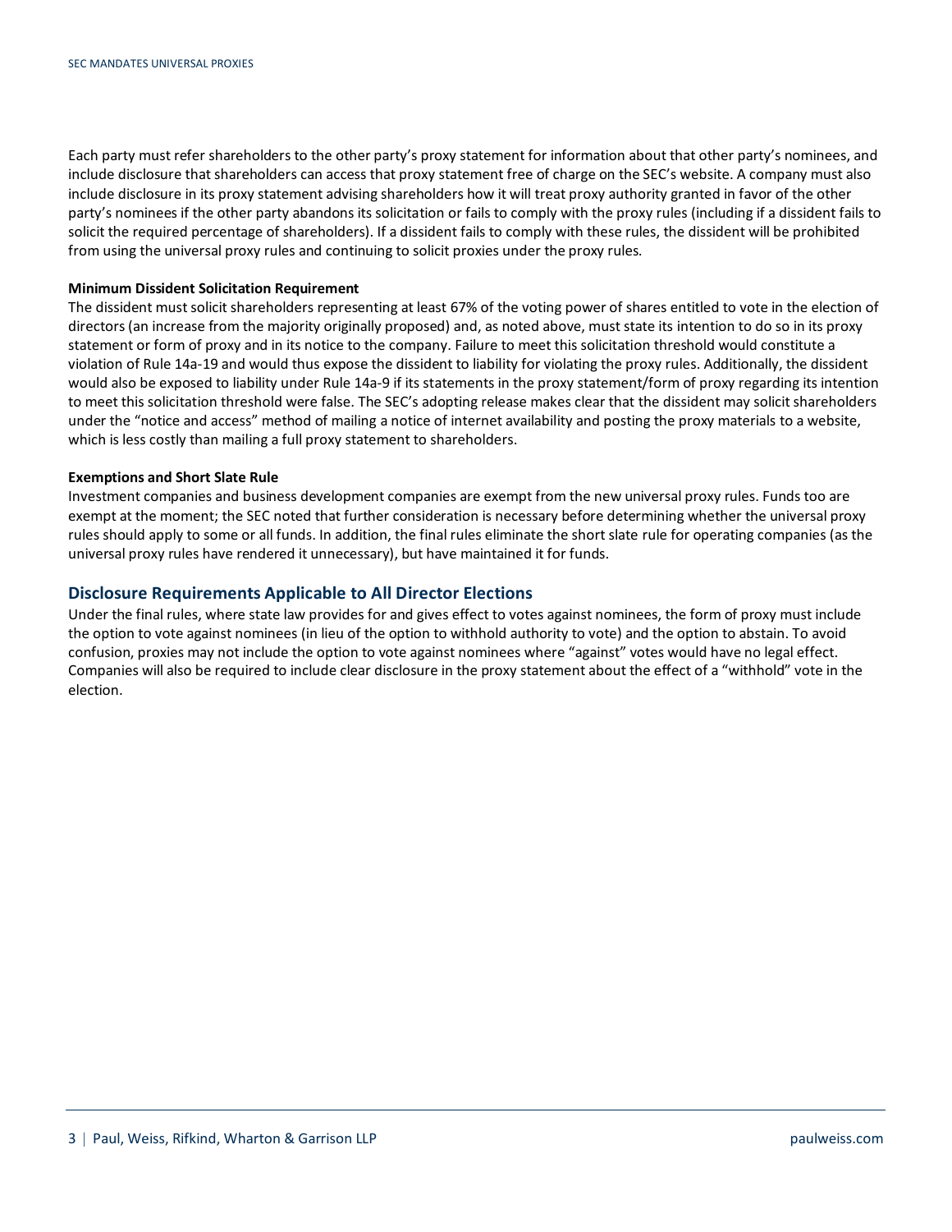Each party must refer shareholders to the other party's proxy statement for information about that other party's nominees, and include disclosure that shareholders can access that proxy statement free of charge on the SEC's website. A company must also include disclosure in its proxy statement advising shareholders how it will treat proxy authority granted in favor of the other party's nominees if the other party abandons its solicitation or fails to comply with the proxy rules (including if a dissident fails to solicit the required percentage of shareholders). If a dissident fails to comply with these rules, the dissident will be prohibited from using the universal proxy rules and continuing to solicit proxies under the proxy rules.

**Minimum Dissident Solicitation Requirement**

The dissident must solicit shareholders representing at least 67% of the voting power of shares entitled to vote in the election of directors (an increase from the majority originally proposed) and, as noted above, must state its intention to do so in its proxy statement or form of proxy and in its notice to the company. Failure to meet this solicitation threshold would constitute a violation of Rule 14a-19 and would thus expose the dissident to liability for violating the proxy rules. Additionally, the dissident would also be exposed to liability under Rule 14a-9 if its statements in the proxy statement/form of proxy regarding its intention to meet this solicitation threshold were false. The SEC's adopting release makes clear that the dissident may solicit shareholders under the "notice and access" method of mailing a notice of internet availability and posting the proxy materials to a website, which is less costly than mailing a full proxy statement to shareholders.

**Exemptions and Short Slate Rule**

Investment companies and business development companies are exempt from the new universal proxy rules. Funds too are exempt at the moment; the SEC noted that further consideration is necessary before determining whether the universal proxy rules should apply to some or all funds. In addition, the final rules eliminate the short slate rule for operating companies (as the universal proxy rules have rendered it unnecessary), but have maintained it for funds.

## Disclosure Requirements Applicable to All Director Elections

Under the final rules, where state law provides for and gives effect to votes against nominees, the form of proxy must include the option to vote against nominees (in lieu of the option to withhold authority to vote) and the option to abstain. To avoid confusion, proxies may not include the option to vote against nominees where "against" votes would have no legal effect. Companies will also be required to include clear disclosure in the proxy statement about the effect of a "withhold" vote in the election.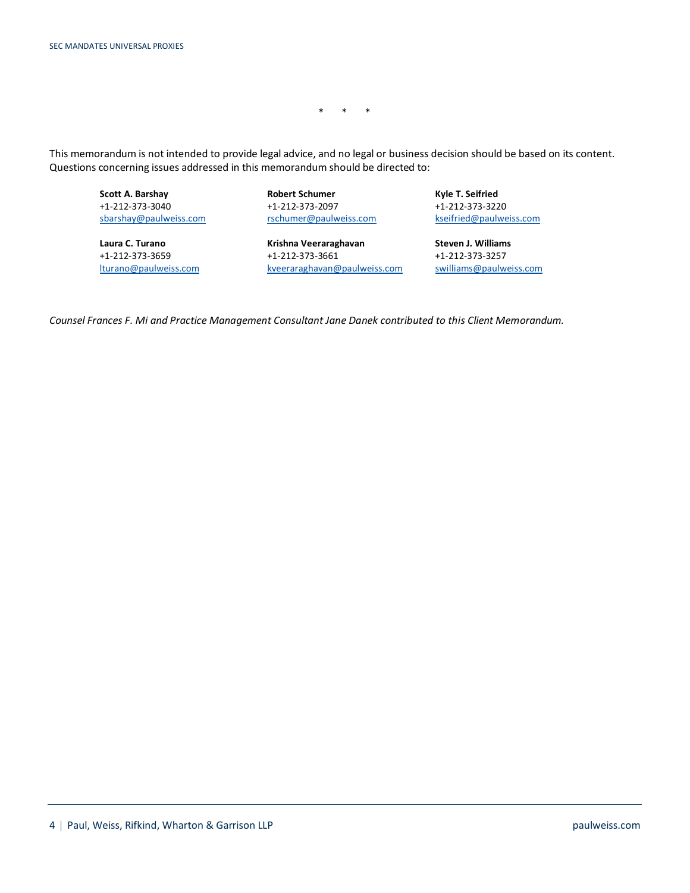\*   \*   \*

This memorandum is not intended to provide legal advice, and no legal or business decision should be based on its content. Questions concerning issues addressed in this memorandum should be directed to:

| | | |
|---|---|---|
| **Scott A. Barshay**<br>+1-212-373-3040<br>sbarshay@paulweiss.com | **Robert Schumer**<br>+1-212-373-2097<br>rschumer@paulweiss.com | **Kyle T. Seifried**<br>+1-212-373-3220<br>kseifried@paulweiss.com |
| **Laura C. Turano**<br>+1-212-373-3659<br>lturano@paulweiss.com | **Krishna Veeraraghavan**<br>+1-212-373-3661<br>kveeraraghavan@paulweiss.com | **Steven J. Williams**<br>+1-212-373-3257<br>swilliams@paulweiss.com |

*Counsel Frances F. Mi and Practice Management Consultant Jane Danek contributed to this Client Memorandum.*